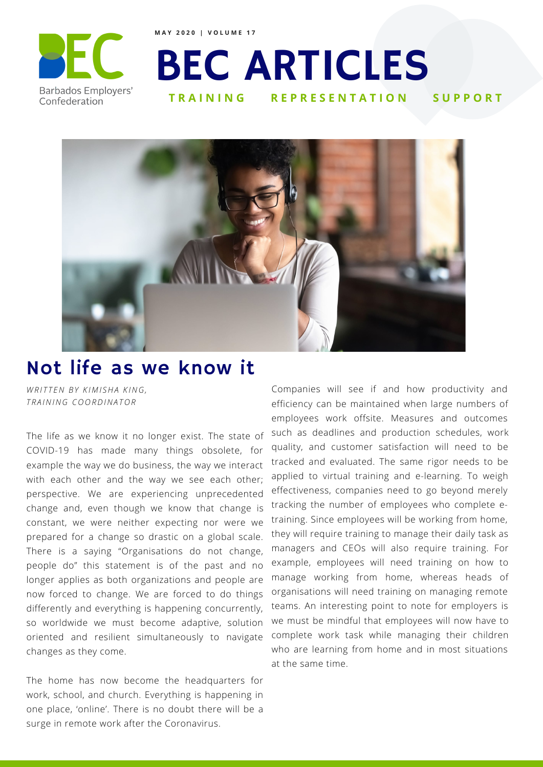MAY 2020 | VOLUME 17

# BEC ARTICLES

**TRAINING REPRESENTATION SUPPORT**

## Not life as we know it

*WRITTEN BY KIMISHA KING, TRAINING COORDINATOR*

The life as we know it no longer exist. The state of COVID-19 has made many things obsolete, for example the way we do business, the way we interact with each other and the way we see each other; perspective. We are experiencing unprecedented change and, even though we know that change is constant, we were neither expecting nor were we prepared for a change so drastic on a global scale. There is a saying "Organisations do not change, people do" this statement is of the past and no longer applies as both organizations and people are now forced to change. We are forced to do things differently and everything is happening concurrently, so worldwide we must become adaptive, solution oriented and resilient simultaneously to navigate changes as they come.

The home has now become the headquarters for work, school, and church. Everything is happening in one place, 'online'. There is no doubt there will be a surge in remote work after the Coronavirus.

Companies will see if and how productivity and efficiency can be maintained when large numbers of employees work offsite. Measures and outcomes such as deadlines and production schedules, work quality, and customer satisfaction will need to be tracked and evaluated. The same rigor needs to be applied to virtual training and e-learning. To weigh effectiveness, companies need to go beyond merely tracking the number of employees who complete e-training. Since employees will be working from home, they will require training to manage their daily task as managers and CEOs will also require training. For example, employees will need training on how to manage working from home, whereas heads of organisations will need training on managing remote teams. An interesting point to note for employers is we must be mindful that employees will now have to complete work task while managing their children who are learning from home and in most situations at the same time.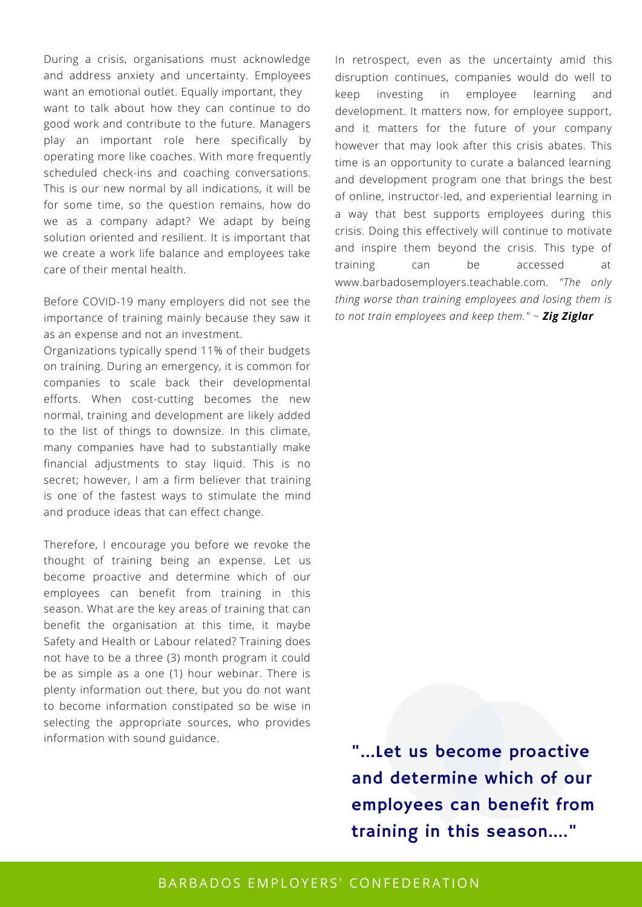During a crisis, organisations must acknowledge and address anxiety and uncertainty. Employees want an emotional outlet. Equally important, they want to talk about how they can continue to do good work and contribute to the future. Managers play an important role here specifically by operating more like coaches. With more frequently scheduled check-ins and coaching conversations. This is our new normal by all indications, it will be for some time, so the question remains, how do we as a company adapt? We adapt by being solution oriented and resilient. It is important that we create a work life balance and employees take care of their mental health.

Before COVID-19 many employers did not see the importance of training mainly because they saw it as an expense and not an investment.

Organizations typically spend 11% of their budgets on training. During an emergency, it is common for companies to scale back their developmental efforts. When cost-cutting becomes the new normal, training and development are likely added to the list of things to downsize. In this climate, many companies have had to substantially make financial adjustments to stay liquid. This is no secret; however, I am a firm believer that training is one of the fastest ways to stimulate the mind and produce ideas that can effect change.

Therefore, I encourage you before we revoke the thought of training being an expense. Let us become proactive and determine which of our employees can benefit from training in this season. What are the key areas of training that can benefit the organisation at this time, it maybe Safety and Health or Labour related? Training does not have to be a three (3) month program it could be as simple as a one (1) hour webinar. There is plenty information out there, but you do not want to become information constipated so be wise in selecting the appropriate sources, who provides information with sound guidance.

In retrospect, even as the uncertainty amid this disruption continues, companies would do well to keep investing in employee learning and development. It matters now, for employee support, and it matters for the future of your company however that may look after this crisis abates. This time is an opportunity to curate a balanced learning and development program one that brings the best of online, instructor-led, and experiential learning in a way that best supports employees during this crisis. Doing this effectively will continue to motivate and inspire them beyond the crisis. This type of training can be accessed at www.barbadosemployers.teachable.com. *"The only thing worse than training employees and losing them is to not train employees and keep them." ~* ***Zig Ziglar***

**"...Let us become proactive and determine which of our employees can benefit from training in this season...."**